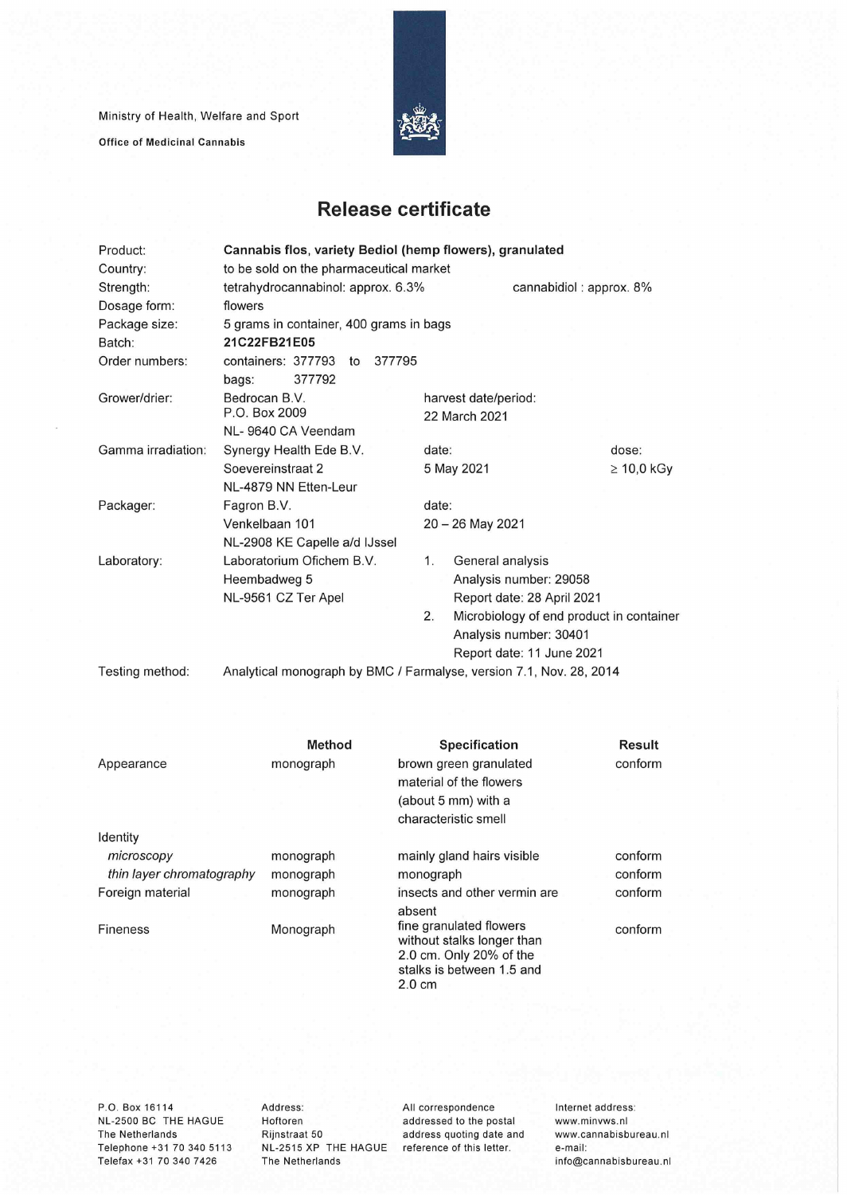Ministry of Health, Welfare and Sport

**Office of Medicinal Cannabis**

# Release certificate

| | | | |
|---|---|---|---|
| Product: | **Cannabis flos, variety Bediol (hemp flowers), granulated** | | |
| Country: | to be sold on the pharmaceutical market | | |
| Strength: | tetrahydrocannabinol: approx. 6.3% | cannabidiol : approx. 8% | |
| Dosage form: | flowers | | |
| Package size: | 5 grams in container, 400 grams in bags | | |
| Batch: | **21C22FB21E05** | | |
| Order numbers: | containers: 377793 to 377795<br>bags: 377792 | | |
| Grower/drier: | Bedrocan B.V.<br>P.O. Box 2009<br>NL- 9640 CA Veendam | harvest date/period:<br>22 March 2021 | |
| Gamma irradiation: | Synergy Health Ede B.V.<br>Soevereinstraat 2<br>NL-4879 NN Etten-Leur | date:<br>5 May 2021 | dose:<br>≥ 10,0 kGy |
| Packager: | Fagron B.V.<br>Venkelbaan 101<br>NL-2908 KE Capelle a/d IJssel | date:<br>20 – 26 May 2021 | |
| Laboratory: | Laboratorium Ofichem B.V.<br>Heembadweg 5<br>NL-9561 CZ Ter Apel | 1. General analysis<br>Analysis number: 29058<br>Report date: 28 April 2021<br>2. Microbiology of end product in container<br>Analysis number: 30401<br>Report date: 11 June 2021 | |
| Testing method: | Analytical monograph by BMC / Farmalyse, version 7.1, Nov. 28, 2014 | | |

| | Method | Specification | Result |
|---|---|---|---|
| Appearance | monograph | brown green granulated material of the flowers (about 5 mm) with a characteristic smell | conform |
| Identity | | | |
| *microscopy* | monograph | mainly gland hairs visible | conform |
| *thin layer chromatography* | monograph | monograph | conform |
| Foreign material | monograph | insects and other vermin are absent | conform |
| Fineness | Monograph | fine granulated flowers without stalks longer than 2.0 cm. Only 20% of the stalks is between 1.5 and 2.0 cm | conform |

P.O. Box 16114
NL-2500 BC THE HAGUE
The Netherlands
Telephone +31 70 340 5113
Telefax +31 70 340 7426

Address:
Hoftoren
Rijnstraat 50
NL-2515 XP THE HAGUE
The Netherlands

All correspondence addressed to the postal address quoting date and reference of this letter.

Internet address:
www.minvws.nl
www.cannabisbureau.nl
e-mail:
info@cannabisbureau.nl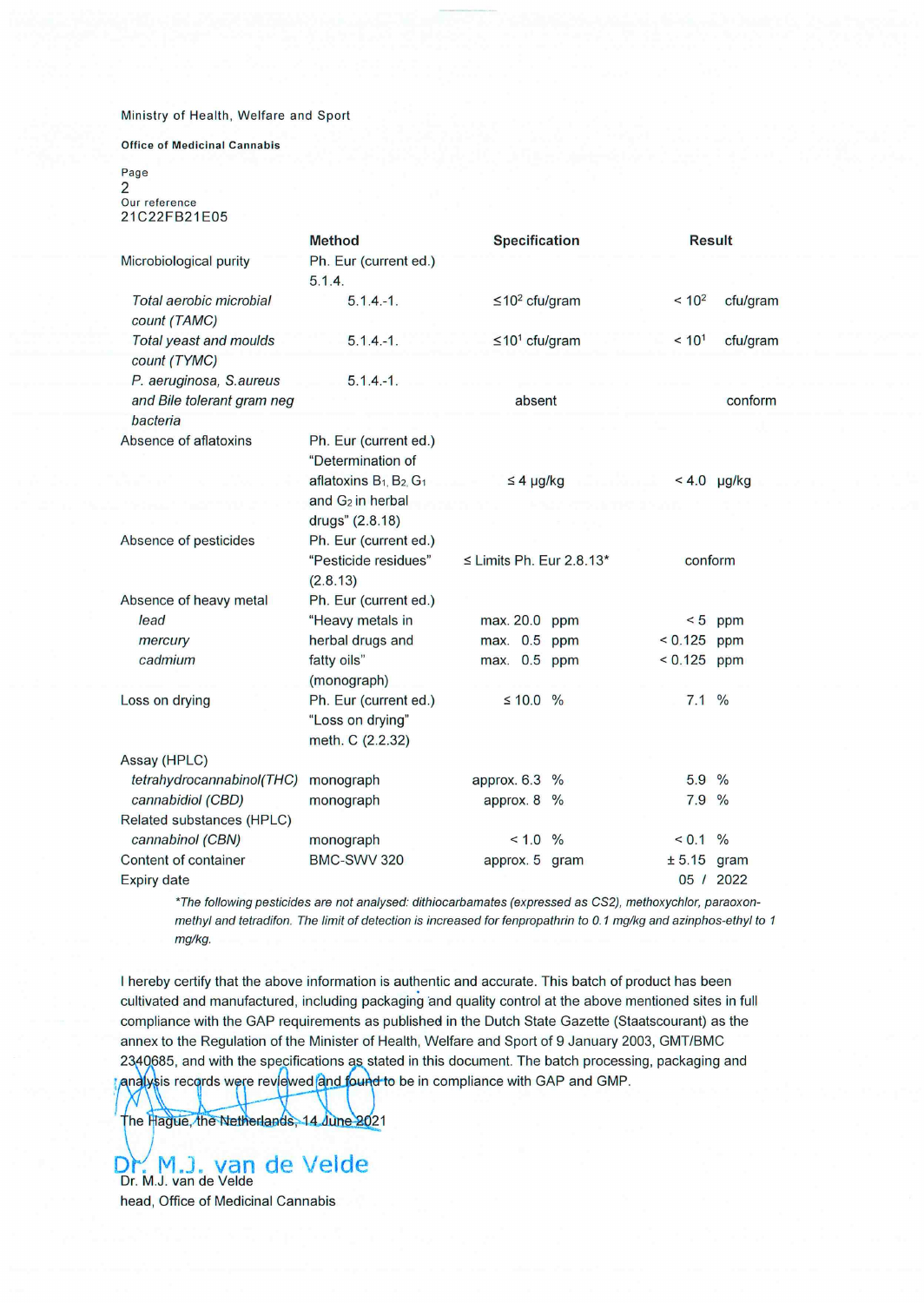Ministry of Health, Welfare and Sport

**Office of Medicinal Cannabis**

Our reference
21C22FB21E05

| | Method | Specification | Result |
|---|---|---|---|
| Microbiological purity | Ph. Eur (current ed.) 5.1.4. | | |
| *Total aerobic microbial count (TAMC)* | 5.1.4.-1. | ≤$10^2$ cfu/gram | < $10^2$ cfu/gram |
| *Total yeast and moulds count (TYMC)* | 5.1.4.-1. | ≤$10^1$ cfu/gram | < $10^1$ cfu/gram |
| *P. aeruginosa, S.aureus and Bile tolerant gram neg bacteria* | 5.1.4.-1. | absent | conform |
| Absence of aflatoxins | Ph. Eur (current ed.) "Determination of aflatoxins $B_1$, $B_2$, $G_1$ and $G_2$ in herbal drugs" (2.8.18) | ≤ 4 µg/kg | < 4.0 µg/kg |
| Absence of pesticides | Ph. Eur (current ed.) "Pesticide residues" (2.8.13) | ≤ Limits Ph. Eur 2.8.13* | conform |
| Absence of heavy metal | Ph. Eur (current ed.) "Heavy metals in herbal drugs and fatty oils" (monograph) | | |
| *lead* | | max. 20.0 ppm | < 5 ppm |
| *mercury* | | max. 0.5 ppm | < 0.125 ppm |
| *cadmium* | | max. 0.5 ppm | < 0.125 ppm |
| Loss on drying | Ph. Eur (current ed.) "Loss on drying" meth. C (2.2.32) | ≤ 10.0 % | 7.1 % |
| Assay (HPLC) | | | |
| *tetrahydrocannabinol(THC)* | monograph | approx. 6.3 % | 5.9 % |
| *cannabidiol (CBD)* | monograph | approx. 8 % | 7.9 % |
| Related substances (HPLC) | | | |
| *cannabinol (CBN)* | monograph | < 1.0 % | < 0.1 % |
| Content of container | BMC-SWV 320 | approx. 5 gram | ± 5.15 gram |
| Expiry date | | | 05 / 2022 |

*\*The following pesticides are not analysed: dithiocarbamates (expressed as CS2), methoxychlor, paraoxon-methyl and tetradifon. The limit of detection is increased for fenpropathrin to 0.1 mg/kg and azinphos-ethyl to 1 mg/kg.*

I hereby certify that the above information is authentic and accurate. This batch of product has been cultivated and manufactured, including packaging and quality control at the above mentioned sites in full compliance with the GAP requirements as published in the Dutch State Gazette (Staatscourant) as the annex to the Regulation of the Minister of Health, Welfare and Sport of 9 January 2003, GMT/BMC 2340685, and with the specifications as stated in this document. The batch processing, packaging and analysis records were reviewed and found to be in compliance with GAP and GMP.

The Hague, the Netherlands, 14 June 2021

Dr. M.J. van de Velde

Dr. M.J. van de Velde
head, Office of Medicinal Cannabis